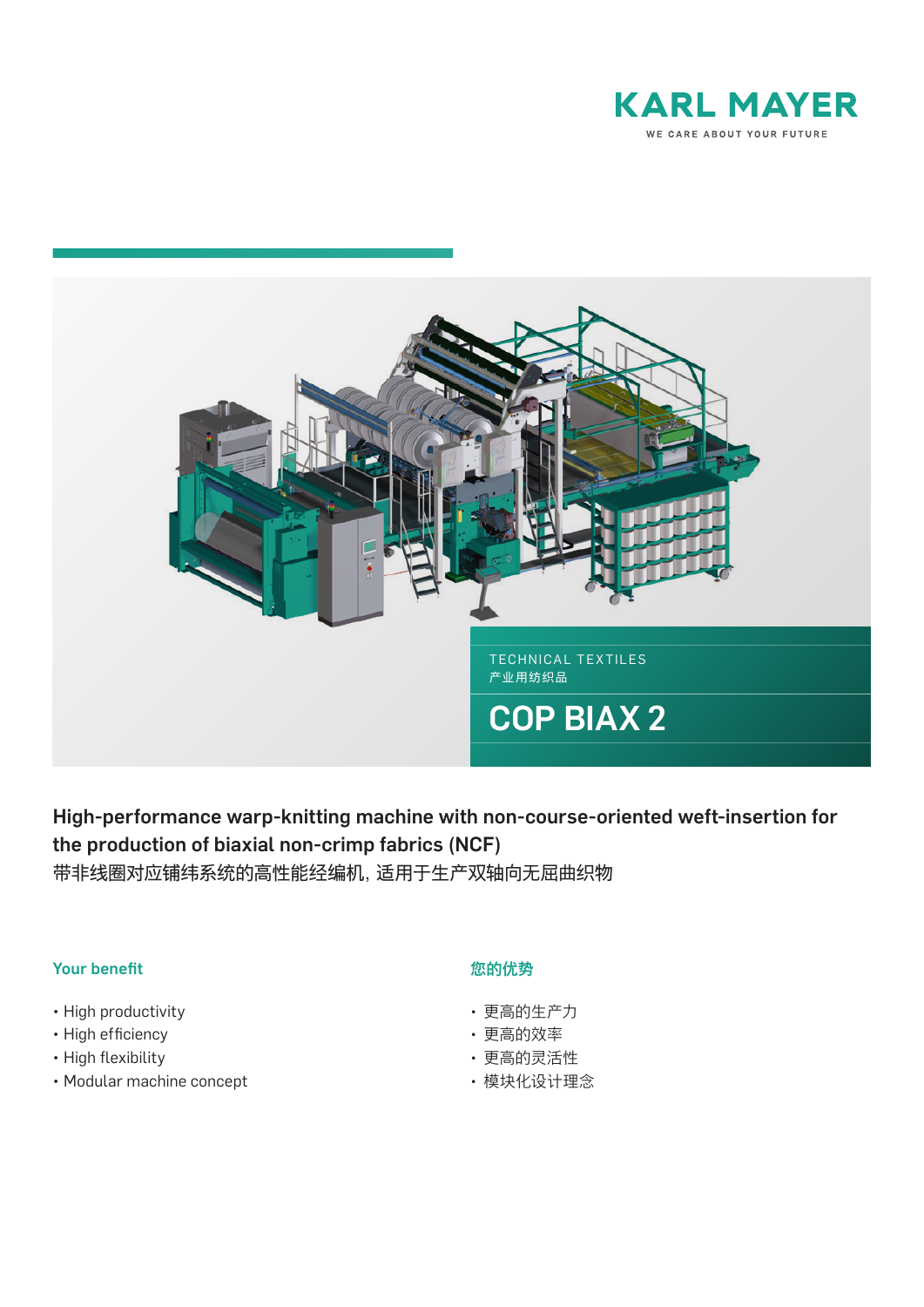KARL MAYER

WE CARE ABOUT YOUR FUTURE

TECHNICAL TEXTILES
产业用纺织品

# COP BIAX 2

**High-performance warp-knitting machine with non-course-oriented weft-insertion for the production of biaxial non-crimp fabrics (NCF)**

带非线圈对应铺纬系统的高性能经编机, 适用于生产双轴向无屈曲织物

## Your benefit

- High productivity
- High efficiency
- High flexibility
- Modular machine concept

## 您的优势

- 更高的生产力
- 更高的效率
- 更高的灵活性
- 模块化设计理念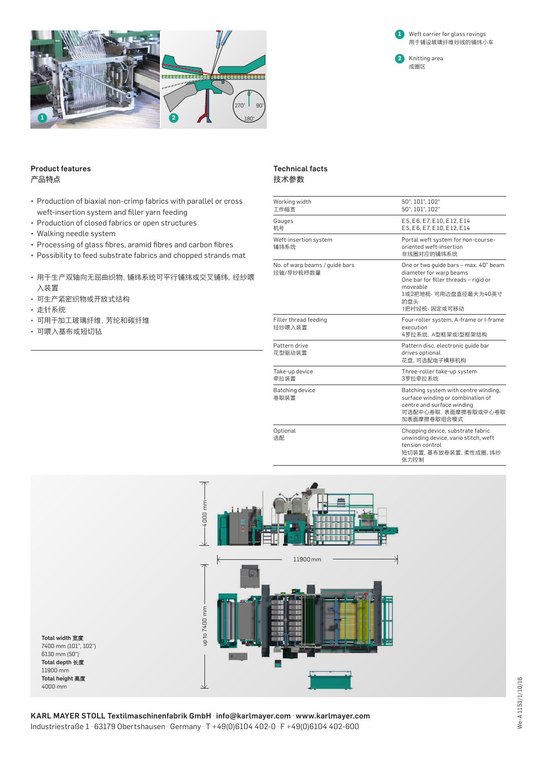1 Weft carrier for glass rovings
用于铺设玻璃纤维纱线的铺纬小车

2 Knitting area
成圈区

## Product features
产品特点

- Production of biaxial non-crimp fabrics with parallel or cross weft-insertion system and filler yarn feeding
- Production of closed fabrics or open structures
- Walking needle system
- Processing of glass fibres, aramid fibres and carbon fibres
- Possibility to feed substrate fabrics and chopped strands mat

- 用于生产双轴向无屈曲织物，铺纬系统可平行铺纬或交叉铺纬，经纱喂入装置
- 可生产紧密织物或开放式结构
- 走针系统
- 可用于加工玻璃纤维，芳纶和碳纤维
- 可喂入基布或短切毡

## Technical facts
技术参数

| | |
|---|---|
| Working width<br>工作幅宽 | 50", 101", 102"<br>50", 101", 102" |
| Gauges<br>机号 | E5, E6, E7, E10, E12, E14<br>E5, E6, E7, E10, E12, E14 |
| Weft-insertion system<br>铺纬系统 | Portal weft system for non-course-oriented weft-insertion<br>非线圈对应的铺纬系统 |
| No. of warp beams / guide bars<br>经轴/导纱梳栉数量 | One or two guide bars – max. 40" beam diameter for warp beams<br>One bar for filler threads – rigid or moveable<br>1或2把地梳- 可用边盘直径最大为40英寸的盘头<br>1把衬经梳- 固定或可移动 |
| Filler thread feeding<br>经纱喂入装置 | Four-roller system, A-frame or I-frame execution<br>4罗拉系统，A型框架或I型框架结构 |
| Pattern drive<br>花型驱动装置 | Pattern disc, electronic guide bar drives optional<br>花盘，可选配电子横移机构 |
| Take-up device<br>牵拉装置 | Three-roller take-up system<br>3罗拉牵拉系统 |
| Batching device<br>卷取装置 | Batching system with centre winding, surface winding or combination of centre and surface winding<br>可选配中心卷取，表面摩擦卷取或中心卷取加表面摩擦卷取组合模式 |
| Optional<br>选配 | Chopping device, substrate fabric unwinding device, vario stitch, weft tension control<br>短切装置，基布放卷装置，柔性成圈，纬纱张力控制 |

4000 mm

11900 mm

up to 7400 mm

**Total width 宽度**
7400 mm (101", 102")
6130 mm (50")
**Total depth 长度**
11900 mm
**Total height 高度**
4000 mm

**KARL MAYER STOLL Textilmaschinenfabrik GmbH · info@karlmayer.com · www.karlmayer.com**
Industriestraße 1 · 63179 Obertshausen · Germany · T +49(0)6104 402-0 · F +49(0)6104 402-600

We-A 1153/1/10/16